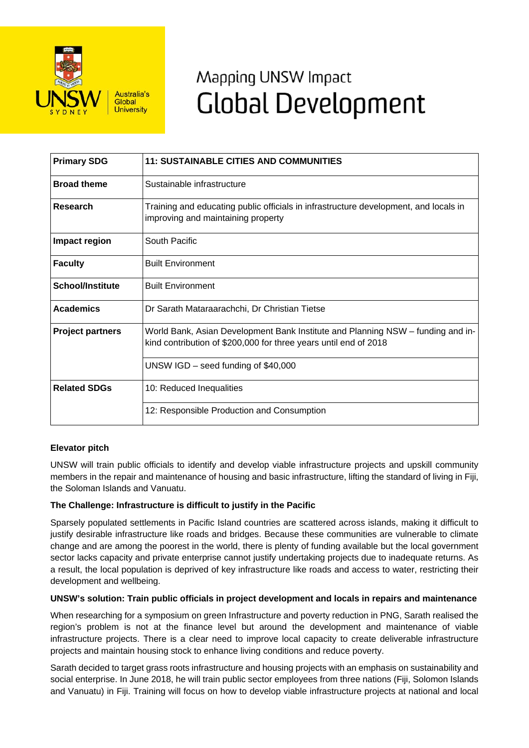Mapping UNSW Impact

# Global Development

| Primary SDG | 11: SUSTAINABLE CITIES AND COMMUNITIES |
|---|---|
| Broad theme | Sustainable infrastructure |
| Research | Training and educating public officials in infrastructure development, and locals in improving and maintaining property |
| Impact region | South Pacific |
| Faculty | Built Environment |
| School/Institute | Built Environment |
| Academics | Dr Sarath Mataraarachchi, Dr Christian Tietse |
| Project partners | World Bank, Asian Development Bank Institute and Planning NSW – funding and in-kind contribution of $200,000 for three years until end of 2018 |
| | UNSW IGD – seed funding of $40,000 |
| Related SDGs | 10: Reduced Inequalities |
| | 12: Responsible Production and Consumption |

**Elevator pitch**

UNSW will train public officials to identify and develop viable infrastructure projects and upskill community members in the repair and maintenance of housing and basic infrastructure, lifting the standard of living in Fiji, the Soloman Islands and Vanuatu.

**The Challenge: Infrastructure is difficult to justify in the Pacific**

Sparsely populated settlements in Pacific Island countries are scattered across islands, making it difficult to justify desirable infrastructure like roads and bridges. Because these communities are vulnerable to climate change and are among the poorest in the world, there is plenty of funding available but the local government sector lacks capacity and private enterprise cannot justify undertaking projects due to inadequate returns. As a result, the local population is deprived of key infrastructure like roads and access to water, restricting their development and wellbeing.

**UNSW's solution: Train public officials in project development and locals in repairs and maintenance**

When researching for a symposium on green Infrastructure and poverty reduction in PNG, Sarath realised the region's problem is not at the finance level but around the development and maintenance of viable infrastructure projects. There is a clear need to improve local capacity to create deliverable infrastructure projects and maintain housing stock to enhance living conditions and reduce poverty.

Sarath decided to target grass roots infrastructure and housing projects with an emphasis on sustainability and social enterprise. In June 2018, he will train public sector employees from three nations (Fiji, Solomon Islands and Vanuatu) in Fiji. Training will focus on how to develop viable infrastructure projects at national and local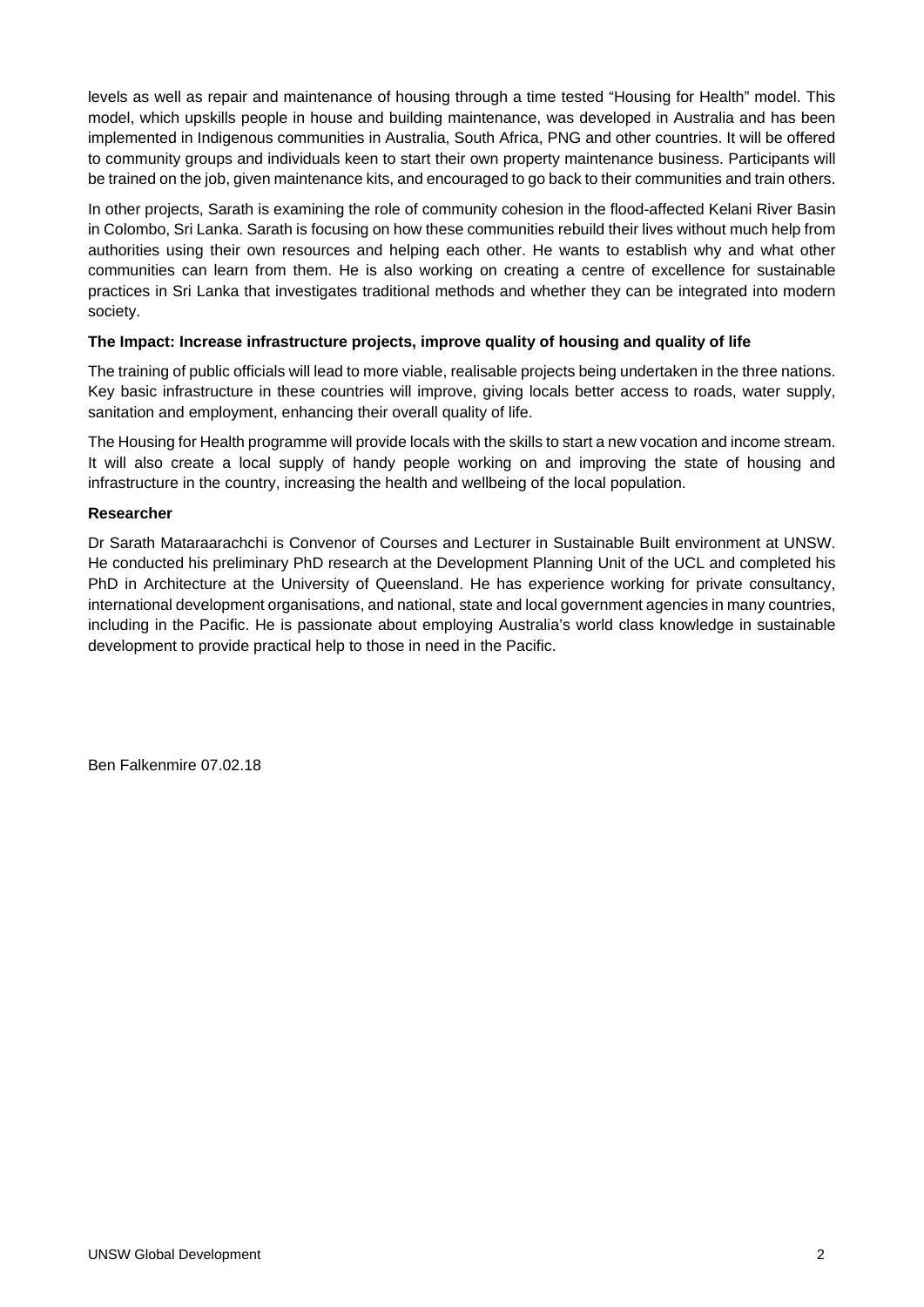levels as well as repair and maintenance of housing through a time tested "Housing for Health" model. This model, which upskills people in house and building maintenance, was developed in Australia and has been implemented in Indigenous communities in Australia, South Africa, PNG and other countries. It will be offered to community groups and individuals keen to start their own property maintenance business. Participants will be trained on the job, given maintenance kits, and encouraged to go back to their communities and train others.

In other projects, Sarath is examining the role of community cohesion in the flood-affected Kelani River Basin in Colombo, Sri Lanka. Sarath is focusing on how these communities rebuild their lives without much help from authorities using their own resources and helping each other. He wants to establish why and what other communities can learn from them. He is also working on creating a centre of excellence for sustainable practices in Sri Lanka that investigates traditional methods and whether they can be integrated into modern society.

**The Impact: Increase infrastructure projects, improve quality of housing and quality of life**

The training of public officials will lead to more viable, realisable projects being undertaken in the three nations. Key basic infrastructure in these countries will improve, giving locals better access to roads, water supply, sanitation and employment, enhancing their overall quality of life.

The Housing for Health programme will provide locals with the skills to start a new vocation and income stream. It will also create a local supply of handy people working on and improving the state of housing and infrastructure in the country, increasing the health and wellbeing of the local population.

**Researcher**

Dr Sarath Mataraarachchi is Convenor of Courses and Lecturer in Sustainable Built environment at UNSW. He conducted his preliminary PhD research at the Development Planning Unit of the UCL and completed his PhD in Architecture at the University of Queensland. He has experience working for private consultancy, international development organisations, and national, state and local government agencies in many countries, including in the Pacific. He is passionate about employing Australia's world class knowledge in sustainable development to provide practical help to those in need in the Pacific.

Ben Falkenmire 07.02.18